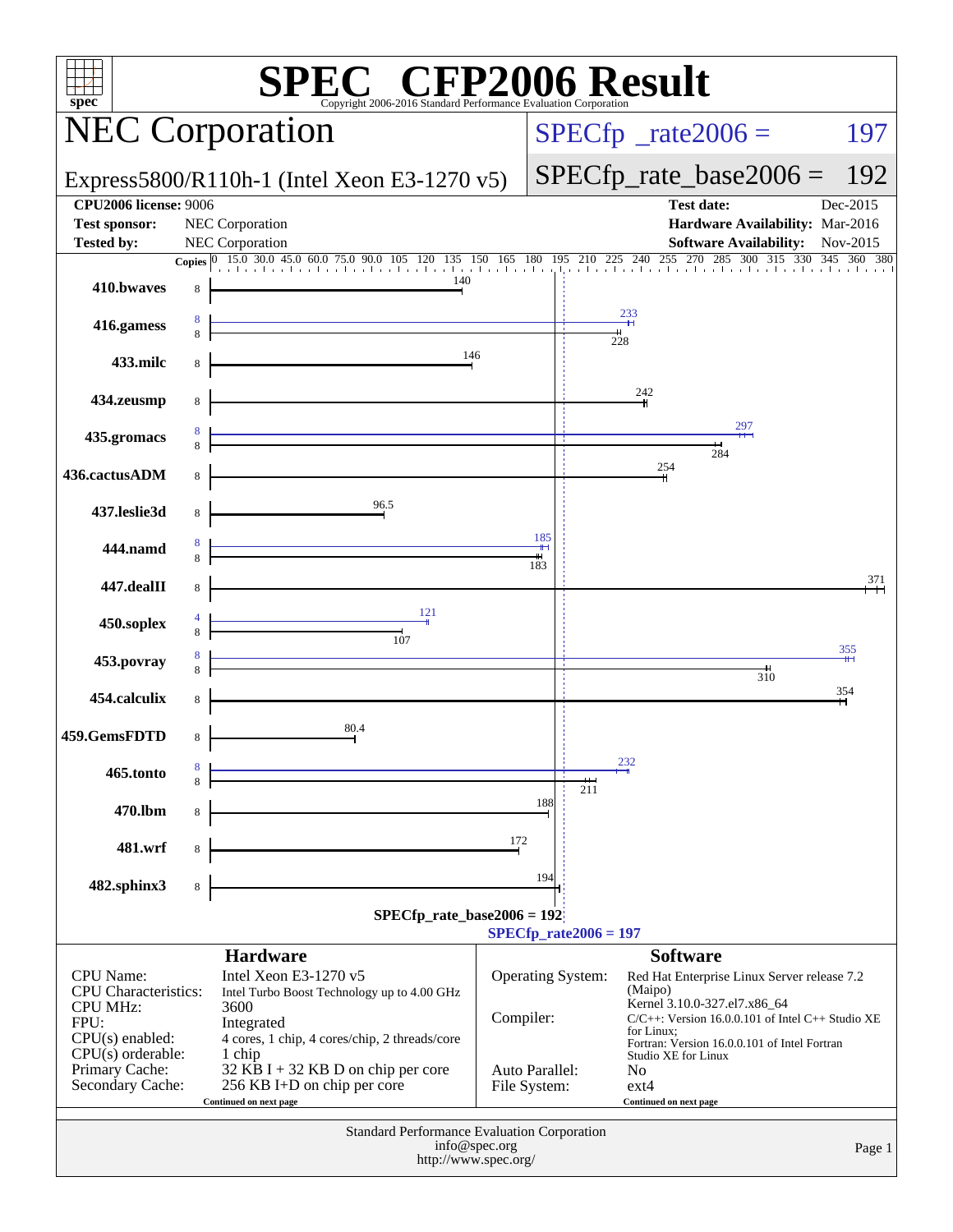# SPEC CFP2006 Result

Copyright 2006-2016 Standard Performance Evaluation Corporation

## NEC Corporation

Express5800/R110h-1 (Intel Xeon E3-1270 v5)

SPECfp_rate2006 = 197

SPECfp_rate_base2006 = 192

| | | | |
|---|---|---|---|
| **CPU2006 license:** 9006 | | **Test date:** | Dec-2015 |
| **Test sponsor:** | NEC Corporation | **Hardware Availability:** | Mar-2016 |
| **Tested by:** | NEC Corporation | **Software Availability:** | Nov-2015 |

| Benchmark | Copies (peak) | Copies (base) | Peak | Base |
|---|---|---|---|---|
| 410.bwaves | | 8 | | 140 |
| 416.gamess | 8 | 8 | 233 | 228 |
| 433.milc | | 8 | | 146 |
| 434.zeusmp | | 8 | | 242 |
| 435.gromacs | 8 | 8 | 297 | 284 |
| 436.cactusADM | | 8 | | 254 |
| 437.leslie3d | | 8 | | 96.5 |
| 444.namd | 8 | 8 | 185 | 183 |
| 447.dealII | | 8 | | 371 |
| 450.soplex | 4 | 8 | 121 | 107 |
| 453.povray | 8 | 8 | 355 | 310 |
| 454.calculix | | 8 | | 354 |
| 459.GemsFDTD | | 8 | | 80.4 |
| 465.tonto | 8 | 8 | 232 | 211 |
| 470.lbm | | 8 | | 188 |
| 481.wrf | | 8 | | 172 |
| 482.sphinx3 | | 8 | | 194 |

SPECfp_rate_base2006 = 192

SPECfp_rate2006 = 197

### Hardware

| | |
|---|---|
| CPU Name: | Intel Xeon E3-1270 v5 |
| CPU Characteristics: | Intel Turbo Boost Technology up to 4.00 GHz |
| CPU MHz: | 3600 |
| FPU: | Integrated |
| CPU(s) enabled: | 4 cores, 1 chip, 4 cores/chip, 2 threads/core |
| CPU(s) orderable: | 1 chip |
| Primary Cache: | 32 KB I + 32 KB D on chip per core |
| Secondary Cache: | 256 KB I+D on chip per core |

Continued on next page

### Software

| | |
|---|---|
| Operating System: | Red Hat Enterprise Linux Server release 7.2 (Maipo) Kernel 3.10.0-327.el7.x86_64 |
| Compiler: | C/C++: Version 16.0.0.101 of Intel C++ Studio XE for Linux; Fortran: Version 16.0.0.101 of Intel Fortran Studio XE for Linux |
| Auto Parallel: | No |
| File System: | ext4 |

Continued on next page

Standard Performance Evaluation Corporation
info@spec.org
http://www.spec.org/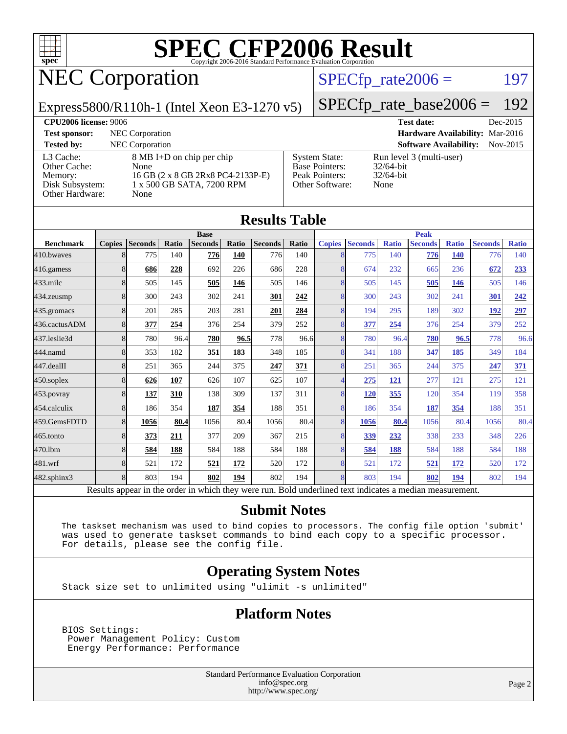# SPEC CFP2006 Result

Copyright 2006-2016 Standard Performance Evaluation Corporation

## NEC Corporation

Express5800/R110h-1 (Intel Xeon E3-1270 v5)

SPECfp_rate2006 = 197

SPECfp_rate_base2006 = 192

**CPU2006 license:** 9006 | **Test date:** Dec-2015
**Test sponsor:** NEC Corporation | **Hardware Availability:** Mar-2016
**Tested by:** NEC Corporation | **Software Availability:** Nov-2015

| | | | |
|---|---|---|---|
| L3 Cache: | 8 MB I+D on chip per chip | System State: | Run level 3 (multi-user) |
| Other Cache: | None | Base Pointers: | 32/64-bit |
| Memory: | 16 GB (2 x 8 GB 2Rx8 PC4-2133P-E) | Peak Pointers: | 32/64-bit |
| Disk Subsystem: | 1 x 500 GB SATA, 7200 RPM | Other Software: | None |
| Other Hardware: | None | | |

## Results Table

| | Base | | | | | | | Peak | | | | | | |
|---|---|---|---|---|---|---|---|---|---|---|---|---|---|---|
| Benchmark | Copies | Seconds | Ratio | Seconds | Ratio | Seconds | Ratio | Copies | Seconds | Ratio | Seconds | Ratio | Seconds | Ratio |
| 410.bwaves | 8 | 775 | 140 | **776** | **140** | 776 | 140 | 8 | 775 | 140 | **776** | **140** | 776 | 140 |
| 416.gamess | 8 | **686** | **228** | 692 | 226 | 686 | 228 | 8 | 674 | 232 | 665 | 236 | **672** | **233** |
| 433.milc | 8 | 505 | 145 | **505** | **146** | 505 | 146 | 8 | 505 | 145 | **505** | **146** | 505 | 146 |
| 434.zeusmp | 8 | 300 | 243 | 302 | 241 | **301** | **242** | 8 | 300 | 243 | 302 | 241 | **301** | **242** |
| 435.gromacs | 8 | 201 | 285 | 203 | 281 | **201** | **284** | 8 | 194 | 295 | 189 | 302 | **192** | **297** |
| 436.cactusADM | 8 | **377** | **254** | 376 | 254 | 379 | 252 | 8 | **377** | **254** | 376 | 254 | 379 | 252 |
| 437.leslie3d | 8 | 780 | 96.4 | **780** | **96.5** | 778 | 96.6 | 8 | 780 | 96.4 | **780** | **96.5** | 778 | 96.6 |
| 444.namd | 8 | 353 | 182 | **351** | **183** | 348 | 185 | 8 | 341 | 188 | **347** | **185** | 349 | 184 |
| 447.dealII | 8 | 251 | 365 | 244 | 375 | **247** | **371** | 8 | 251 | 365 | 244 | 375 | **247** | **371** |
| 450.soplex | 8 | **626** | **107** | 626 | 107 | 625 | 107 | 4 | **275** | **121** | 277 | 121 | 275 | 121 |
| 453.povray | 8 | **137** | **310** | 138 | 309 | 137 | 311 | 8 | **120** | **355** | 120 | 354 | 119 | 358 |
| 454.calculix | 8 | 186 | 354 | **187** | **354** | 188 | 351 | 8 | 186 | 354 | **187** | **354** | 188 | 351 |
| 459.GemsFDTD | 8 | **1056** | **80.4** | 1056 | 80.4 | 1056 | 80.4 | 8 | **1056** | **80.4** | 1056 | 80.4 | 1056 | 80.4 |
| 465.tonto | 8 | **373** | **211** | 377 | 209 | 367 | 215 | 8 | **339** | **232** | 338 | 233 | 348 | 226 |
| 470.lbm | 8 | **584** | **188** | 584 | 188 | 584 | 188 | 8 | **584** | **188** | 584 | 188 | 584 | 188 |
| 481.wrf | 8 | 521 | 172 | **521** | **172** | 520 | 172 | 8 | 521 | 172 | **521** | **172** | 520 | 172 |
| 482.sphinx3 | 8 | 803 | 194 | **802** | **194** | 802 | 194 | 8 | 803 | 194 | **802** | **194** | 802 | 194 |

Results appear in the order in which they were run. Bold underlined text indicates a median measurement.

## Submit Notes

```
The taskset mechanism was used to bind copies to processors. The config file option 'submit'
was used to generate taskset commands to bind each copy to a specific processor.
For details, please see the config file.
```

## Operating System Notes

```
Stack size set to unlimited using "ulimit -s unlimited"
```

## Platform Notes

```
BIOS Settings:
 Power Management Policy: Custom
 Energy Performance: Performance
```

Standard Performance Evaluation Corporation
info@spec.org
http://www.spec.org/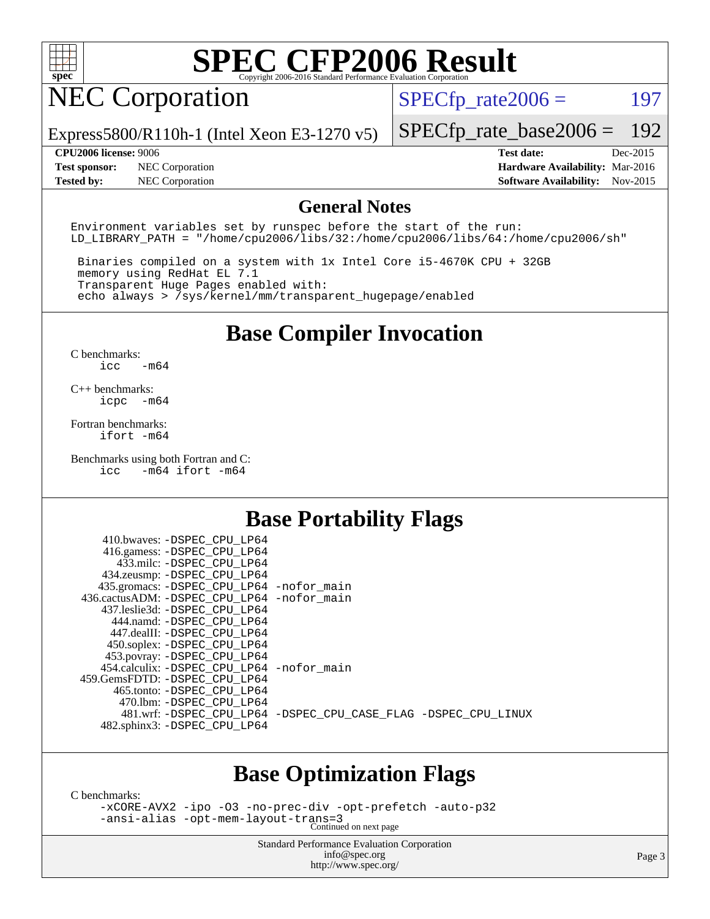# SPEC CFP2006 Result

Copyright 2006-2016 Standard Performance Evaluation Corporation

## NEC Corporation

Express5800/R110h-1 (Intel Xeon E3-1270 v5)

SPECfp_rate2006 = 197

SPECfp_rate_base2006 = 192

**CPU2006 license:** 9006
**Test sponsor:** NEC Corporation
**Tested by:** NEC Corporation

**Test date:** Dec-2015
**Hardware Availability:** Mar-2016
**Software Availability:** Nov-2015

## General Notes

```
Environment variables set by runspec before the start of the run:
LD_LIBRARY_PATH = "/home/cpu2006/libs/32:/home/cpu2006/libs/64:/home/cpu2006/sh"

 Binaries compiled on a system with 1x Intel Core i5-4670K CPU + 32GB
 memory using RedHat EL 7.1
 Transparent Huge Pages enabled with:
 echo always > /sys/kernel/mm/transparent_hugepage/enabled
```

## Base Compiler Invocation

C benchmarks:
`icc -m64`

C++ benchmarks:
`icpc -m64`

Fortran benchmarks:
`ifort -m64`

Benchmarks using both Fortran and C:
`icc -m64 ifort -m64`

## Base Portability Flags

| Benchmark | Flags |
|---|---|
| 410.bwaves: | -DSPEC_CPU_LP64 |
| 416.gamess: | -DSPEC_CPU_LP64 |
| 433.milc: | -DSPEC_CPU_LP64 |
| 434.zeusmp: | -DSPEC_CPU_LP64 |
| 435.gromacs: | -DSPEC_CPU_LP64 -nofor_main |
| 436.cactusADM: | -DSPEC_CPU_LP64 -nofor_main |
| 437.leslie3d: | -DSPEC_CPU_LP64 |
| 444.namd: | -DSPEC_CPU_LP64 |
| 447.dealII: | -DSPEC_CPU_LP64 |
| 450.soplex: | -DSPEC_CPU_LP64 |
| 453.povray: | -DSPEC_CPU_LP64 |
| 454.calculix: | -DSPEC_CPU_LP64 -nofor_main |
| 459.GemsFDTD: | -DSPEC_CPU_LP64 |
| 465.tonto: | -DSPEC_CPU_LP64 |
| 470.lbm: | -DSPEC_CPU_LP64 |
| 481.wrf: | -DSPEC_CPU_LP64 -DSPEC_CPU_CASE_FLAG -DSPEC_CPU_LINUX |
| 482.sphinx3: | -DSPEC_CPU_LP64 |

## Base Optimization Flags

C benchmarks:
```
-xCORE-AVX2 -ipo -O3 -no-prec-div -opt-prefetch -auto-p32
-ansi-alias -opt-mem-layout-trans=3
```

Continued on next page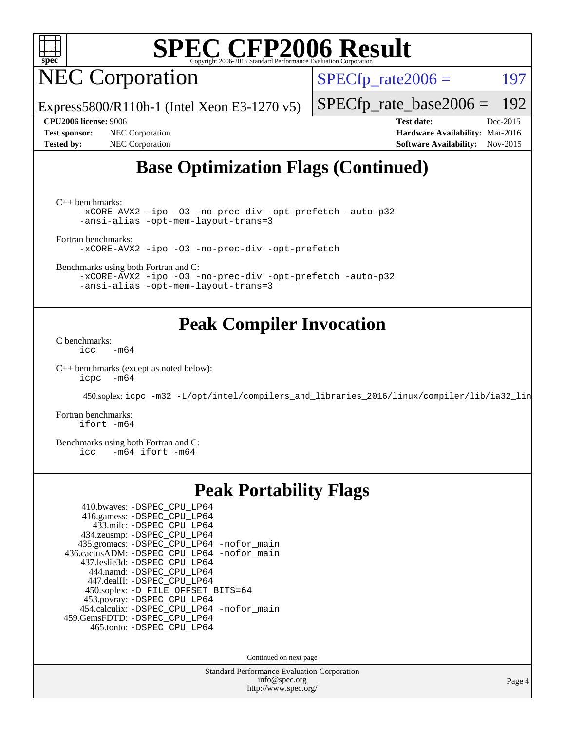# SPEC CFP2006 Result

Copyright 2006-2016 Standard Performance Evaluation Corporation

# NEC Corporation

Express5800/R110h-1 (Intel Xeon E3-1270 v5)

SPECfp_rate2006 = 197

SPECfp_rate_base2006 = 192

**CPU2006 license:** 9006
**Test sponsor:** NEC Corporation
**Tested by:** NEC Corporation

**Test date:** Dec-2015
**Hardware Availability:** Mar-2016
**Software Availability:** Nov-2015

## Base Optimization Flags (Continued)

C++ benchmarks:
```
-xCORE-AVX2 -ipo -O3 -no-prec-div -opt-prefetch -auto-p32
-ansi-alias -opt-mem-layout-trans=3
```

Fortran benchmarks:
```
-xCORE-AVX2 -ipo -O3 -no-prec-div -opt-prefetch
```

Benchmarks using both Fortran and C:
```
-xCORE-AVX2 -ipo -O3 -no-prec-div -opt-prefetch -auto-p32
-ansi-alias -opt-mem-layout-trans=3
```

## Peak Compiler Invocation

C benchmarks:
```
icc   -m64
```

C++ benchmarks (except as noted below):
```
icpc   -m64
```

450.soplex: `icpc -m32 -L/opt/intel/compilers_and_libraries_2016/linux/compiler/lib/ia32_lin`

Fortran benchmarks:
```
ifort -m64
```

Benchmarks using both Fortran and C:
```
icc   -m64 ifort -m64
```

## Peak Portability Flags

410.bwaves: `-DSPEC_CPU_LP64`
416.gamess: `-DSPEC_CPU_LP64`
433.milc: `-DSPEC_CPU_LP64`
434.zeusmp: `-DSPEC_CPU_LP64`
435.gromacs: `-DSPEC_CPU_LP64 -nofor_main`
436.cactusADM: `-DSPEC_CPU_LP64 -nofor_main`
437.leslie3d: `-DSPEC_CPU_LP64`
444.namd: `-DSPEC_CPU_LP64`
447.dealII: `-DSPEC_CPU_LP64`
450.soplex: `-D_FILE_OFFSET_BITS=64`
453.povray: `-DSPEC_CPU_LP64`
454.calculix: `-DSPEC_CPU_LP64 -nofor_main`
459.GemsFDTD: `-DSPEC_CPU_LP64`
465.tonto: `-DSPEC_CPU_LP64`

Continued on next page

Standard Performance Evaluation Corporation
info@spec.org
http://www.spec.org/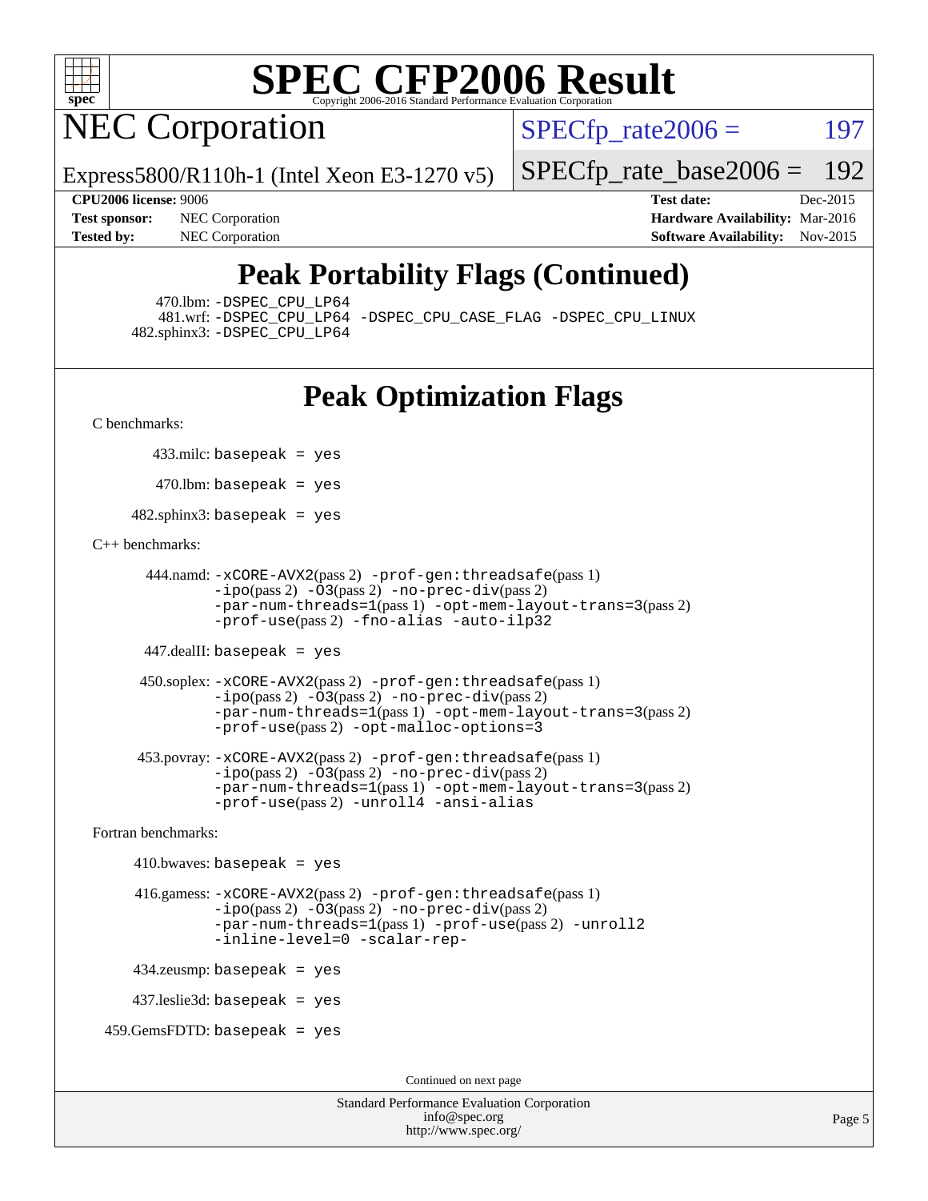# SPEC CFP2006 Result

Copyright 2006-2016 Standard Performance Evaluation Corporation

## NEC Corporation

Express5800/R110h-1 (Intel Xeon E3-1270 v5)

SPECfp_rate2006 = 197

SPECfp_rate_base2006 = 192

**CPU2006 license:** 9006
**Test sponsor:** NEC Corporation
**Tested by:** NEC Corporation

**Test date:** Dec-2015
**Hardware Availability:** Mar-2016
**Software Availability:** Nov-2015

## Peak Portability Flags (Continued)

470.lbm: `-DSPEC_CPU_LP64`
481.wrf: `-DSPEC_CPU_LP64 -DSPEC_CPU_CASE_FLAG -DSPEC_CPU_LINUX`
482.sphinx3: `-DSPEC_CPU_LP64`

## Peak Optimization Flags

C benchmarks:

433.milc: `basepeak = yes`

470.lbm: `basepeak = yes`

482.sphinx3: `basepeak = yes`

C++ benchmarks:

444.namd: `-xCORE-AVX2`(pass 2) `-prof-gen:threadsafe`(pass 1) `-ipo`(pass 2) `-O3`(pass 2) `-no-prec-div`(pass 2) `-par-num-threads=1`(pass 1) `-opt-mem-layout-trans=3`(pass 2) `-prof-use`(pass 2) `-fno-alias -auto-ilp32`

447.dealII: `basepeak = yes`

450.soplex: `-xCORE-AVX2`(pass 2) `-prof-gen:threadsafe`(pass 1) `-ipo`(pass 2) `-O3`(pass 2) `-no-prec-div`(pass 2) `-par-num-threads=1`(pass 1) `-opt-mem-layout-trans=3`(pass 2) `-prof-use`(pass 2) `-opt-malloc-options=3`

453.povray: `-xCORE-AVX2`(pass 2) `-prof-gen:threadsafe`(pass 1) `-ipo`(pass 2) `-O3`(pass 2) `-no-prec-div`(pass 2) `-par-num-threads=1`(pass 1) `-opt-mem-layout-trans=3`(pass 2) `-prof-use`(pass 2) `-unroll4 -ansi-alias`

Fortran benchmarks:

410.bwaves: `basepeak = yes`

416.gamess: `-xCORE-AVX2`(pass 2) `-prof-gen:threadsafe`(pass 1) `-ipo`(pass 2) `-O3`(pass 2) `-no-prec-div`(pass 2) `-par-num-threads=1`(pass 1) `-prof-use`(pass 2) `-unroll2 -inline-level=0 -scalar-rep-`

434.zeusmp: `basepeak = yes`

437.leslie3d: `basepeak = yes`

459.GemsFDTD: `basepeak = yes`

Continued on next page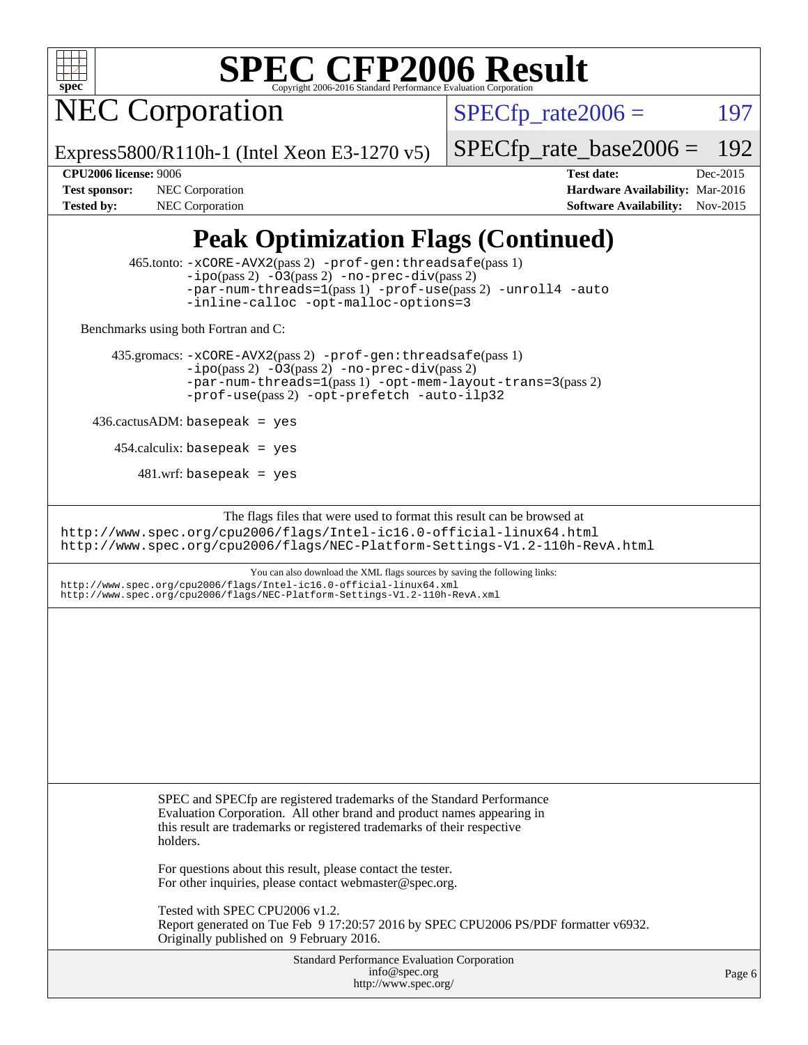# SPEC CFP2006 Result

Copyright 2006-2016 Standard Performance Evaluation Corporation

## NEC Corporation

Express5800/R110h-1 (Intel Xeon E3-1270 v5)

SPECfp_rate2006 = 197

SPECfp_rate_base2006 = 192

| | | | |
|---|---|---|---|
| **CPU2006 license:** 9006 | | **Test date:** | Dec-2015 |
| **Test sponsor:** | NEC Corporation | **Hardware Availability:** | Mar-2016 |
| **Tested by:** | NEC Corporation | **Software Availability:** | Nov-2015 |

## Peak Optimization Flags (Continued)

465.tonto: -xCORE-AVX2(pass 2) -prof-gen:threadsafe(pass 1) -ipo(pass 2) -O3(pass 2) -no-prec-div(pass 2) -par-num-threads=1(pass 1) -prof-use(pass 2) -unroll4 -auto -inline-calloc -opt-malloc-options=3

Benchmarks using both Fortran and C:

435.gromacs: -xCORE-AVX2(pass 2) -prof-gen:threadsafe(pass 1) -ipo(pass 2) -O3(pass 2) -no-prec-div(pass 2) -par-num-threads=1(pass 1) -opt-mem-layout-trans=3(pass 2) -prof-use(pass 2) -opt-prefetch -auto-ilp32

436.cactusADM: basepeak = yes

454.calculix: basepeak = yes

481.wrf: basepeak = yes

The flags files that were used to format this result can be browsed at
http://www.spec.org/cpu2006/flags/Intel-ic16.0-official-linux64.html
http://www.spec.org/cpu2006/flags/NEC-Platform-Settings-V1.2-110h-RevA.html

You can also download the XML flags sources by saving the following links:
http://www.spec.org/cpu2006/flags/Intel-ic16.0-official-linux64.xml
http://www.spec.org/cpu2006/flags/NEC-Platform-Settings-V1.2-110h-RevA.xml

SPEC and SPECfp are registered trademarks of the Standard Performance Evaluation Corporation. All other brand and product names appearing in this result are trademarks or registered trademarks of their respective holders.

For questions about this result, please contact the tester.
For other inquiries, please contact webmaster@spec.org.

Tested with SPEC CPU2006 v1.2.
Report generated on Tue Feb 9 17:20:57 2016 by SPEC CPU2006 PS/PDF formatter v6932.
Originally published on 9 February 2016.

Standard Performance Evaluation Corporation
info@spec.org
http://www.spec.org/